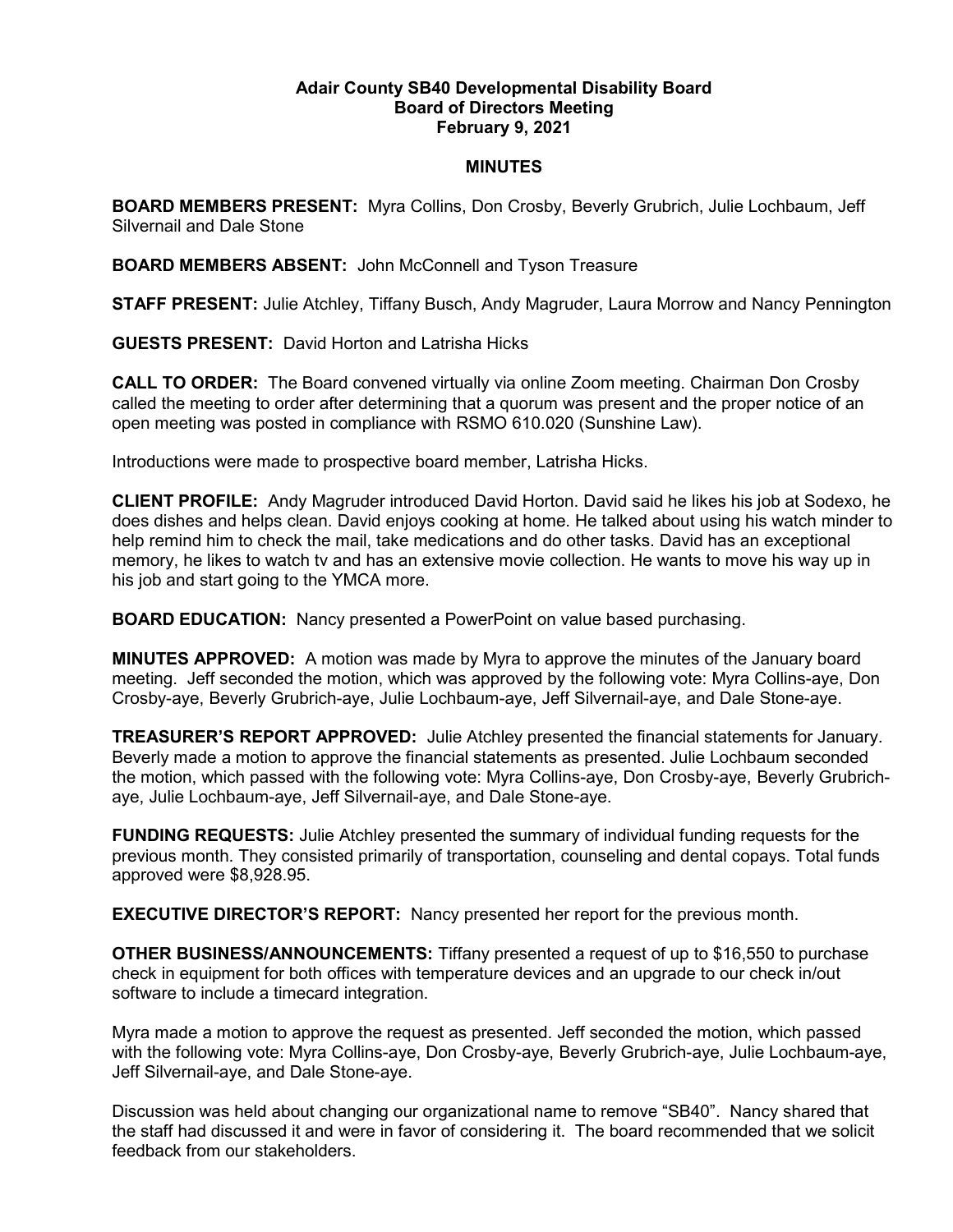**Adair County SB40 Developmental Disability Board**
**Board of Directors Meeting**
**February 9, 2021**

**MINUTES**

**BOARD MEMBERS PRESENT:** Myra Collins, Don Crosby, Beverly Grubrich, Julie Lochbaum, Jeff Silvernail and Dale Stone

**BOARD MEMBERS ABSENT:** John McConnell and Tyson Treasure

**STAFF PRESENT:** Julie Atchley, Tiffany Busch, Andy Magruder, Laura Morrow and Nancy Pennington

**GUESTS PRESENT:** David Horton and Latrisha Hicks

**CALL TO ORDER:** The Board convened virtually via online Zoom meeting. Chairman Don Crosby called the meeting to order after determining that a quorum was present and the proper notice of an open meeting was posted in compliance with RSMO 610.020 (Sunshine Law).

Introductions were made to prospective board member, Latrisha Hicks.

**CLIENT PROFILE:** Andy Magruder introduced David Horton. David said he likes his job at Sodexo, he does dishes and helps clean. David enjoys cooking at home. He talked about using his watch minder to help remind him to check the mail, take medications and do other tasks. David has an exceptional memory, he likes to watch tv and has an extensive movie collection. He wants to move his way up in his job and start going to the YMCA more.

**BOARD EDUCATION:** Nancy presented a PowerPoint on value based purchasing.

**MINUTES APPROVED:** A motion was made by Myra to approve the minutes of the January board meeting. Jeff seconded the motion, which was approved by the following vote: Myra Collins-aye, Don Crosby-aye, Beverly Grubrich-aye, Julie Lochbaum-aye, Jeff Silvernail-aye, and Dale Stone-aye.

**TREASURER'S REPORT APPROVED:** Julie Atchley presented the financial statements for January. Beverly made a motion to approve the financial statements as presented. Julie Lochbaum seconded the motion, which passed with the following vote: Myra Collins-aye, Don Crosby-aye, Beverly Grubrich-aye, Julie Lochbaum-aye, Jeff Silvernail-aye, and Dale Stone-aye.

**FUNDING REQUESTS:** Julie Atchley presented the summary of individual funding requests for the previous month. They consisted primarily of transportation, counseling and dental copays. Total funds approved were $8,928.95.

**EXECUTIVE DIRECTOR'S REPORT:** Nancy presented her report for the previous month.

**OTHER BUSINESS/ANNOUNCEMENTS:** Tiffany presented a request of up to $16,550 to purchase check in equipment for both offices with temperature devices and an upgrade to our check in/out software to include a timecard integration.

Myra made a motion to approve the request as presented. Jeff seconded the motion, which passed with the following vote: Myra Collins-aye, Don Crosby-aye, Beverly Grubrich-aye, Julie Lochbaum-aye, Jeff Silvernail-aye, and Dale Stone-aye.

Discussion was held about changing our organizational name to remove "SB40". Nancy shared that the staff had discussed it and were in favor of considering it. The board recommended that we solicit feedback from our stakeholders.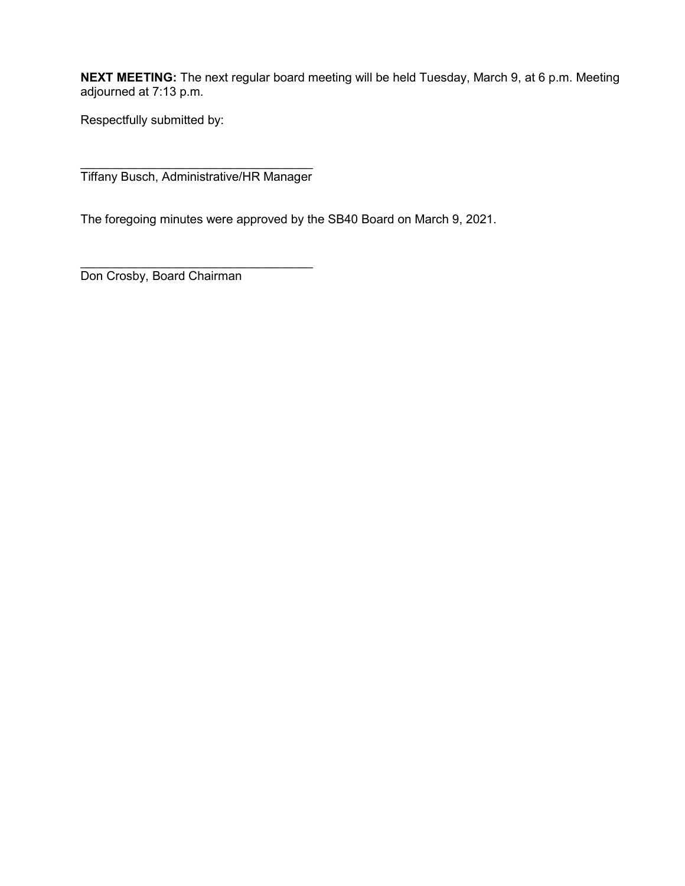**NEXT MEETING:** The next regular board meeting will be held Tuesday, March 9, at 6 p.m. Meeting adjourned at 7:13 p.m.

Respectfully submitted by:

\_\_\_\_\_\_\_\_\_\_\_\_\_\_\_\_\_\_\_\_\_\_\_\_\_\_\_\_\_\_\_\_\_\_\_

Tiffany Busch, Administrative/HR Manager

The foregoing minutes were approved by the SB40 Board on March 9, 2021.

\_\_\_\_\_\_\_\_\_\_\_\_\_\_\_\_\_\_\_\_\_\_\_\_\_\_\_\_\_\_\_\_\_\_\_

Don Crosby, Board Chairman